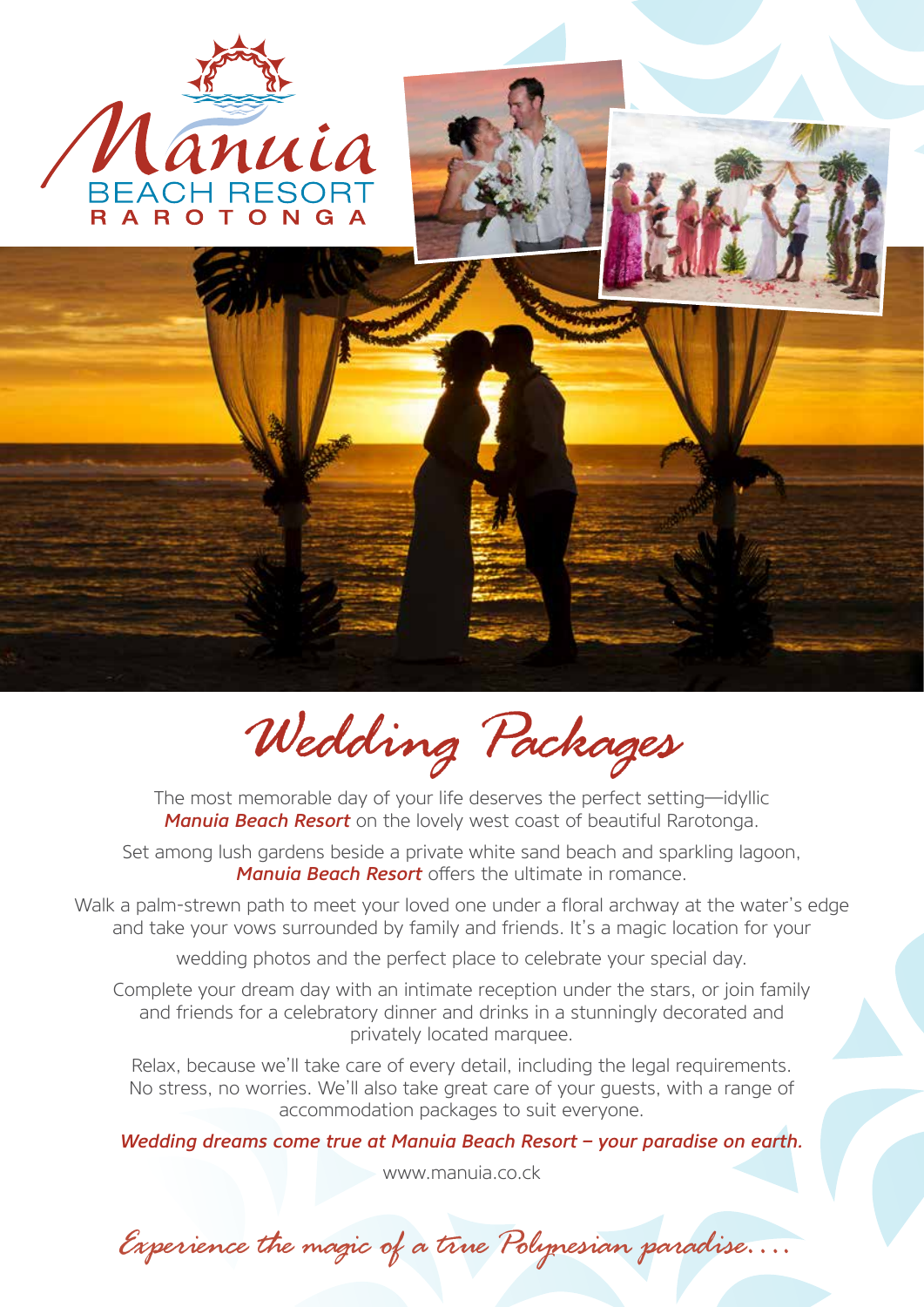Manuia
BEACH RESORT
RAROTONGA

# *Wedding Packages*

The most memorable day of your life deserves the perfect setting—idyllic ***Manuia Beach Resort*** on the lovely west coast of beautiful Rarotonga.

Set among lush gardens beside a private white sand beach and sparkling lagoon, ***Manuia Beach Resort*** offers the ultimate in romance.

Walk a palm-strewn path to meet your loved one under a floral archway at the water's edge and take your vows surrounded by family and friends. It's a magic location for your wedding photos and the perfect place to celebrate your special day.

Complete your dream day with an intimate reception under the stars, or join family and friends for a celebratory dinner and drinks in a stunningly decorated and privately located marquee.

Relax, because we'll take care of every detail, including the legal requirements. No stress, no worries. We'll also take great care of your guests, with a range of accommodation packages to suit everyone.

***Wedding dreams come true at Manuia Beach Resort – your paradise on earth.***

www.manuia.co.ck

*Experience the magic of a true Polynesian paradise....*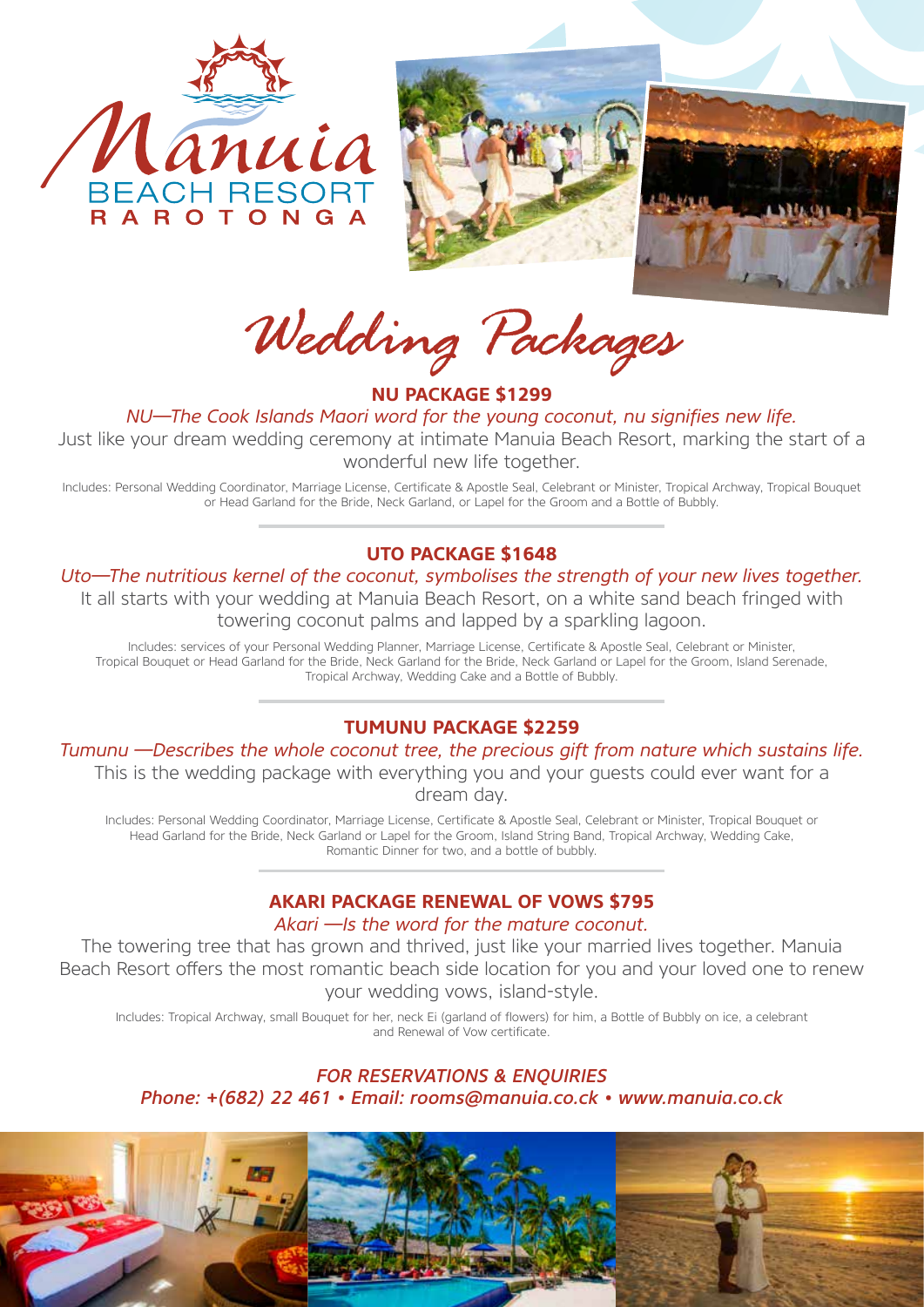Manuia

BEACH RESORT

RAROTONGA

# Wedding Packages

## NU PACKAGE $1299

*NU—The Cook Islands Maori word for the young coconut, nu signifies new life.*

Just like your dream wedding ceremony at intimate Manuia Beach Resort, marking the start of a wonderful new life together.

Includes: Personal Wedding Coordinator, Marriage License, Certificate & Apostle Seal, Celebrant or Minister, Tropical Archway, Tropical Bouquet or Head Garland for the Bride, Neck Garland, or Lapel for the Groom and a Bottle of Bubbly.

## UTO PACKAGE $1648

*Uto—The nutritious kernel of the coconut, symbolises the strength of your new lives together.*

It all starts with your wedding at Manuia Beach Resort, on a white sand beach fringed with towering coconut palms and lapped by a sparkling lagoon.

Includes: services of your Personal Wedding Planner, Marriage License, Certificate & Apostle Seal, Celebrant or Minister, Tropical Bouquet or Head Garland for the Bride, Neck Garland for the Bride, Neck Garland or Lapel for the Groom, Island Serenade, Tropical Archway, Wedding Cake and a Bottle of Bubbly.

## TUMUNU PACKAGE $2259

*Tumunu —Describes the whole coconut tree, the precious gift from nature which sustains life.*

This is the wedding package with everything you and your guests could ever want for a dream day.

Includes: Personal Wedding Coordinator, Marriage License, Certificate & Apostle Seal, Celebrant or Minister, Tropical Bouquet or Head Garland for the Bride, Neck Garland or Lapel for the Groom, Island String Band, Tropical Archway, Wedding Cake, Romantic Dinner for two, and a bottle of bubbly.

## AKARI PACKAGE RENEWAL OF VOWS $795

*Akari —Is the word for the mature coconut.*

The towering tree that has grown and thrived, just like your married lives together. Manuia Beach Resort offers the most romantic beach side location for you and your loved one to renew your wedding vows, island-style.

Includes: Tropical Archway, small Bouquet for her, neck Ei (garland of flowers) for him, a Bottle of Bubbly on ice, a celebrant and Renewal of Vow certificate.

*FOR RESERVATIONS & ENQUIRIES*

*Phone: +(682) 22 461 • Email: rooms@manuia.co.ck • www.manuia.co.ck*